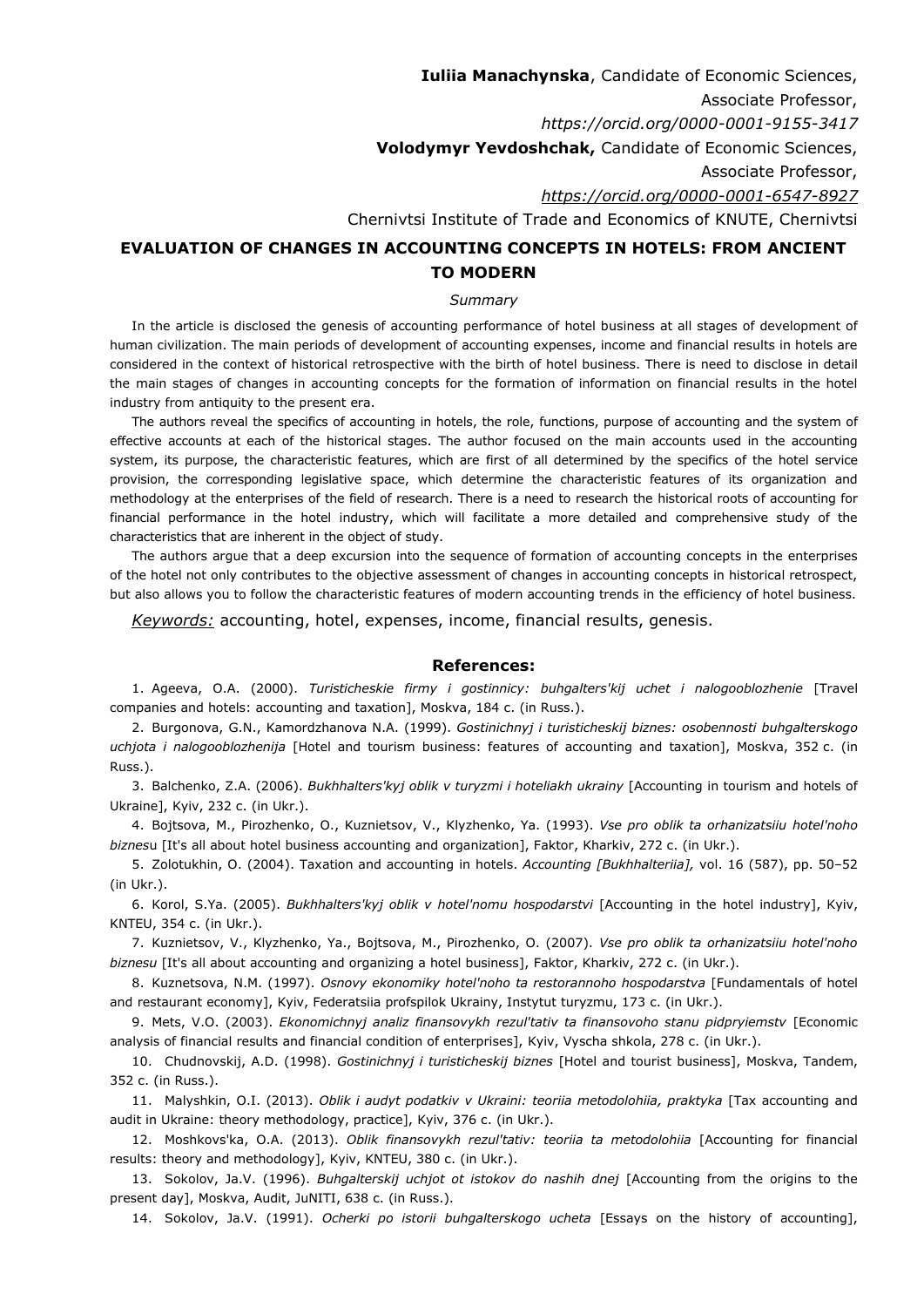**Iuliia Manachynska**, Candidate of Economic Sciences,
Associate Professor,
*https://orcid.org/0000-0001-9155-3417*
**Volodymyr Yevdoshchak,** Candidate of Economic Sciences,
Associate Professor,
*https://orcid.org/0000-0001-6547-8927*
Chernivtsi Institute of Trade and Economics of KNUTE, Chernivtsi

# EVALUATION OF CHANGES IN ACCOUNTING CONCEPTS IN HOTELS: FROM ANCIENT TO MODERN

*Summary*

In the article is disclosed the genesis of accounting performance of hotel business at all stages of development of human civilization. The main periods of development of accounting expenses, income and financial results in hotels are considered in the context of historical retrospective with the birth of hotel business. There is need to disclose in detail the main stages of changes in accounting concepts for the formation of information on financial results in the hotel industry from antiquity to the present era.

The authors reveal the specifics of accounting in hotels, the role, functions, purpose of accounting and the system of effective accounts at each of the historical stages. The author focused on the main accounts used in the accounting system, its purpose, the characteristic features, which are first of all determined by the specifics of the hotel service provision, the corresponding legislative space, which determine the characteristic features of its organization and methodology at the enterprises of the field of research. There is a need to research the historical roots of accounting for financial performance in the hotel industry, which will facilitate a more detailed and comprehensive study of the characteristics that are inherent in the object of study.

The authors argue that a deep excursion into the sequence of formation of accounting concepts in the enterprises of the hotel not only contributes to the objective assessment of changes in accounting concepts in historical retrospect, but also allows you to follow the characteristic features of modern accounting trends in the efficiency of hotel business.

*Keywords:* accounting, hotel, expenses, income, financial results, genesis.

## References:

1. Ageeva, O.A. (2000). *Turisticheskie firmy i gostinnicy: buhgalters'kij uchet i nalogooblozhenie* [Travel companies and hotels: accounting and taxation], Moskva, 184 c. (in Russ.).
2. Burgonova, G.N., Kamordzhanova N.A. (1999). *Gostinichnyj i turisticheskij biznes: osobennosti buhgalterskogo uchjota i nalogooblozhenija* [Hotel and tourism business: features of accounting and taxation], Moskva, 352 c. (in Russ.).
3. Balchenko, Z.A. (2006). *Bukhhalters'kyj oblik v turyzmi i hoteliakh ukrainy* [Accounting in tourism and hotels of Ukraine], Kyiv, 232 c. (in Ukr.).
4. Bojtsova, M., Pirozhenko, O., Kuznietsov, V., Klyzhenko, Ya. (1993). *Vse pro oblik ta orhanizatsiiu hotel'noho biznes*u [It's all about hotel business accounting and organization], Faktor, Kharkiv, 272 c. (in Ukr.).
5. Zolotukhin, O. (2004). Taxation and accounting in hotels. *Accounting [Bukhhalteriia],* vol. 16 (587), pp. 50–52 (in Ukr.).
6. Korol, S.Ya. (2005). *Bukhhalters'kyj oblik v hotel'nomu hospodarstvi* [Accounting in the hotel industry], Kyiv, KNTEU, 354 c. (in Ukr.).
7. Kuznietsov, V., Klyzhenko, Ya., Bojtsova, M., Pirozhenko, O. (2007). *Vse pro oblik ta orhanizatsiiu hotel'noho biznesu* [It's all about accounting and organizing a hotel business], Faktor, Kharkiv, 272 c. (in Ukr.).
8. Kuznetsova, N.M. (1997). *Osnovy ekonomiky hotel'noho ta restorannoho hospodarstva* [Fundamentals of hotel and restaurant economy], Kyiv, Federatsiia profspilok Ukrainy, Instytut turyzmu, 173 c. (in Ukr.).
9. Mets, V.O. (2003). *Ekonomichnyj analiz finansovykh rezul'tativ ta finansovoho stanu pidpryiemstv* [Economic analysis of financial results and financial condition of enterprises], Kyiv, Vyscha shkola, 278 c. (in Ukr.).
10. Chudnovskij, A.D. (1998). *Gostinichnyj i turisticheskij biznes* [Hotel and tourist business], Moskva, Tandem, 352 c. (in Russ.).
11. Malyshkin, O.I. (2013). *Oblik i audyt podatkiv v Ukraini: teoriia metodolohiia, praktyka* [Tax accounting and audit in Ukraine: theory methodology, practice], Kyiv, 376 c. (in Ukr.).
12. Moshkovs'ka, O.A. (2013). *Oblik finansovykh rezul'tativ: teoriia ta metodolohiia* [Accounting for financial results: theory and methodology], Kyiv, KNTEU, 380 c. (in Ukr.).
13. Sokolov, Ja.V. (1996). *Buhgalterskij uchjot ot istokov do nashih dnej* [Accounting from the origins to the present day], Moskva, Audit, JuNITI, 638 c. (in Russ.).
14. Sokolov, Ja.V. (1991). *Ocherki po istorii buhgalterskogo ucheta* [Essays on the history of accounting],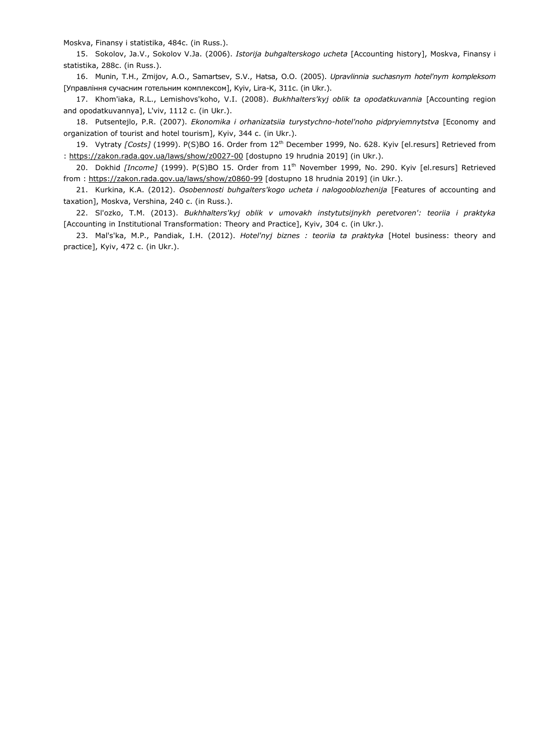Moskva, Finansy i statistika, 484c. (in Russ.).

15. Sokolov, Ja.V., Sokolov V.Ja. (2006). *Istorija buhgalterskogo ucheta* [Accounting history], Moskva, Finansy i statistika, 288c. (in Russ.).

16. Munin, T.H., Zmijov, A.O., Samartsev, S.V., Hatsa, O.O. (2005). *Upravlinnia suchasnym hotel'nym kompleksom* [Управління сучасним готельним комплексом], Kyiv, Lira-K, 311c. (in Ukr.).

17. Khom'iaka, R.L., Lemishovs'koho, V.I. (2008). *Bukhhalters'kyj oblik ta opodatkuvannia* [Accounting region and opodatkuvannya], L'viv, 1112 c. (in Ukr.).

18. Putsentejlo, P.R. (2007). *Ekonomika i orhanizatsiia turystychno-hotel'noho pidpryiemnytstva* [Economy and organization of tourist and hotel tourism], Kyiv, 344 c. (in Ukr.).

19. Vytraty *[Costs]* (1999). P(S)BO 16. Order from 12th December 1999, No. 628. Kyiv [el.resurs] Retrieved from : https://zakon.rada.gov.ua/laws/show/z0027-00 [dostupno 19 hrudnia 2019] (in Ukr.).

20. Dokhid *[Income]* (1999). P(S)BO 15. Order from 11th November 1999, No. 290. Kyiv [el.resurs] Retrieved from : https://zakon.rada.gov.ua/laws/show/z0860-99 [dostupno 18 hrudnia 2019] (in Ukr.).

21. Kurkina, K.A. (2012). *Osobennosti buhgalters'kogo ucheta i nalogooblozhenija* [Features of accounting and taxation], Moskva, Vershina, 240 c. (in Russ.).

22. Sl'ozko, T.M. (2013). *Bukhhalters'kyj oblik v umovakh instytutsijnykh peretvoren': teoriia i praktyka* [Accounting in Institutional Transformation: Theory and Practice], Kyiv, 304 c. (in Ukr.).

23. Mal's'ka, M.P., Pandiak, I.H. (2012). *Hotel'nyj biznes : teoriia ta praktyka* [Hotel business: theory and practice], Kyiv, 472 c. (in Ukr.).